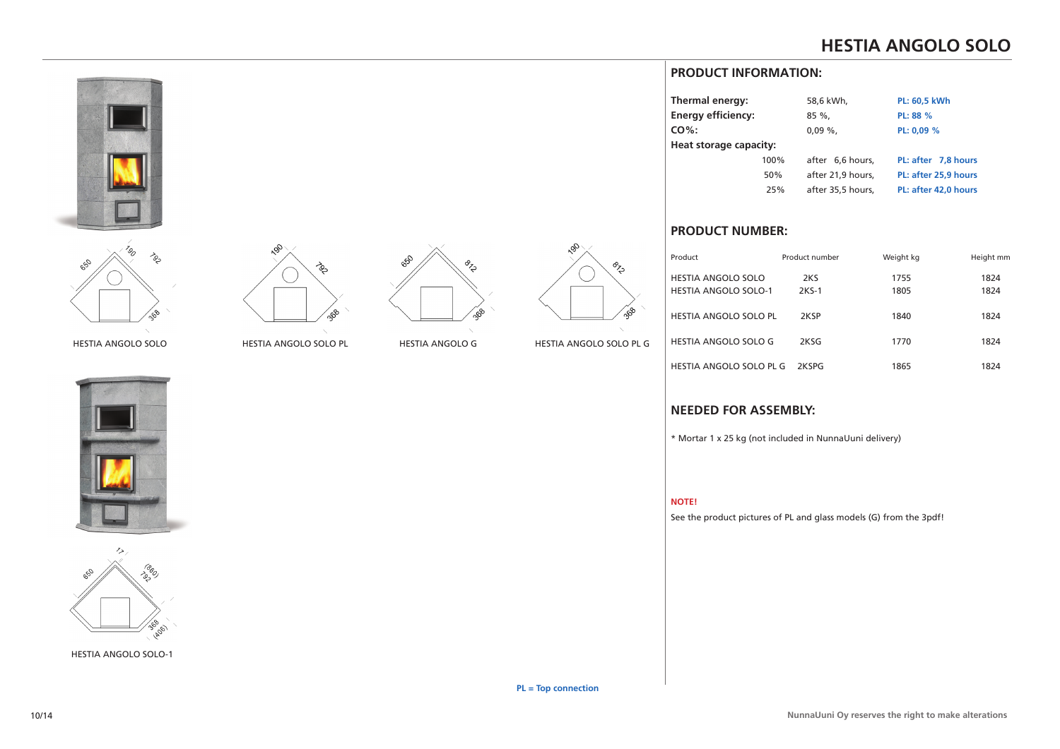# HESTIA ANGOLO SOLO

650 190 792 368

HESTIA ANGOLO SOLO

190 792 368

HESTIA ANGOLO SOLO PL

650 812 368

HESTIA ANGOLO G

190 812 368

HESTIA ANGOLO SOLO PL G

17 650 (860) 792 368 (406)

HESTIA ANGOLO SOLO-1

**PL = Top connection**

## PRODUCT INFORMATION:

| | | | |
|---|---|---|---|
| **Thermal energy:** | | 58,6 kWh, | **PL: 60,5 kWh** |
| **Energy efficiency:** | | 85 %, | **PL: 88 %** |
| **CO%:** | | 0,09 %, | **PL: 0,09 %** |
| **Heat storage capacity:** | | | |
| | 100% | after 6,6 hours, | **PL: after 7,8 hours** |
| | 50% | after 21,9 hours, | **PL: after 25,9 hours** |
| | 25% | after 35,5 hours, | **PL: after 42,0 hours** |

## PRODUCT NUMBER:

| Product | Product number | Weight kg | Height mm |
|---|---|---|---|
| HESTIA ANGOLO SOLO | 2KS | 1755 | 1824 |
| HESTIA ANGOLO SOLO-1 | 2KS-1 | 1805 | 1824 |
| HESTIA ANGOLO SOLO PL | 2KSP | 1840 | 1824 |
| HESTIA ANGOLO SOLO G | 2KSG | 1770 | 1824 |
| HESTIA ANGOLO SOLO PL G | 2KSPG | 1865 | 1824 |

## NEEDED FOR ASSEMBLY:

* Mortar 1 x 25 kg (not included in NunnaUuni delivery)

**NOTE!**

See the product pictures of PL and glass models (G) from the 3pdf!

**NunnaUuni Oy reserves the right to make alterations**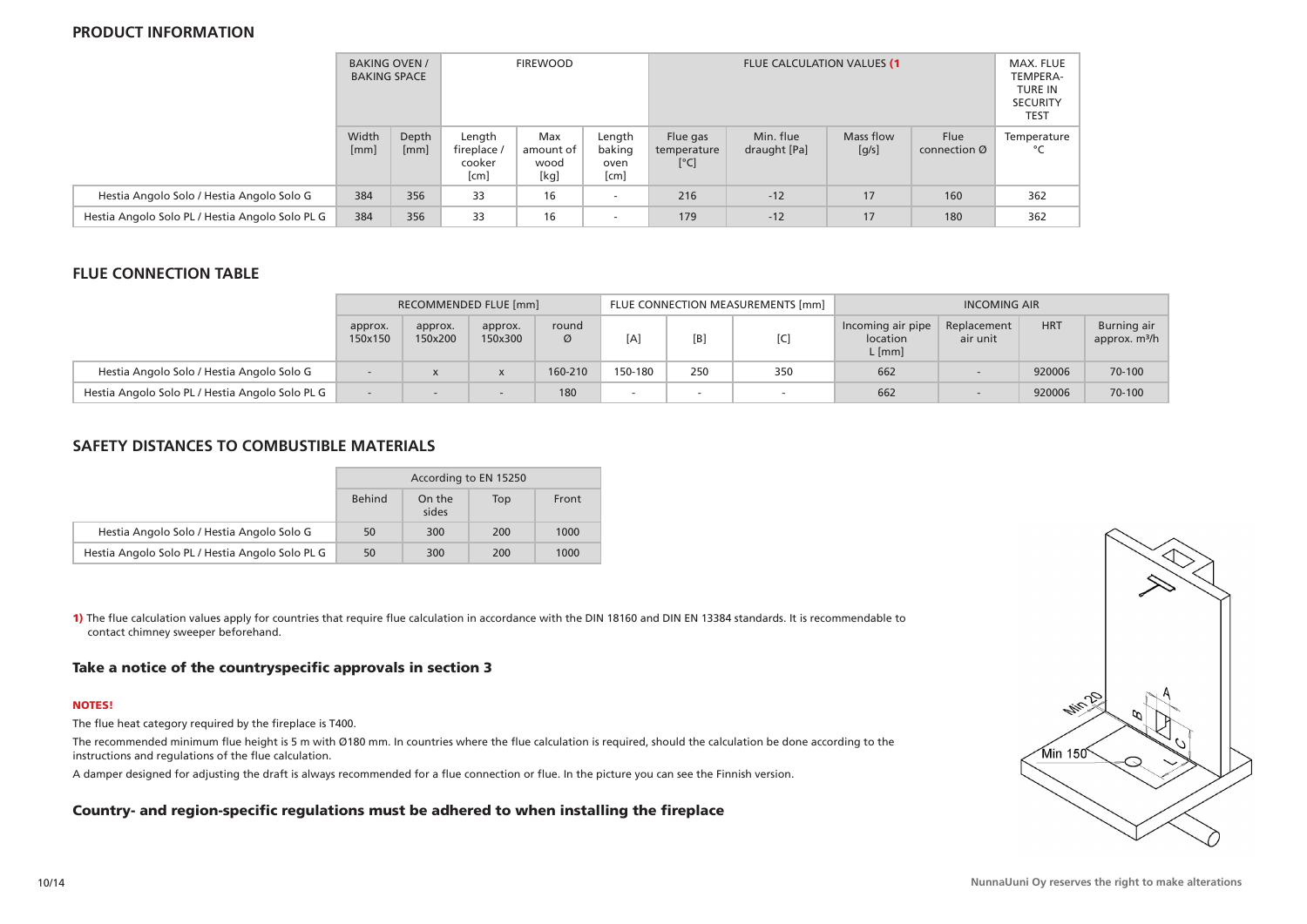## PRODUCT INFORMATION

| | BAKING OVEN / BAKING SPACE | | FIREWOOD | | | FLUE CALCULATION VALUES (1 | | | | MAX. FLUE TEMPERA-TURE IN SECURITY TEST |
|---|---|---|---|---|---|---|---|---|---|---|
| | Width [mm] | Depth [mm] | Length fireplace / cooker [cm] | Max amount of wood [kg] | Length baking oven [cm] | Flue gas temperature [°C] | Min. flue draught [Pa] | Mass flow [g/s] | Flue connection Ø | Temperature °C |
| Hestia Angolo Solo / Hestia Angolo Solo G | 384 | 356 | 33 | 16 | - | 216 | -12 | 17 | 160 | 362 |
| Hestia Angolo Solo PL / Hestia Angolo Solo PL G | 384 | 356 | 33 | 16 | - | 179 | -12 | 17 | 180 | 362 |

## FLUE CONNECTION TABLE

| | RECOMMENDED FLUE [mm] | | | | FLUE CONNECTION MEASUREMENTS [mm] | | | INCOMING AIR | | | |
|---|---|---|---|---|---|---|---|---|---|---|---|
| | approx. 150x150 | approx. 150x200 | approx. 150x300 | round Ø | [A] | [B] | [C] | Incoming air pipe location L [mm] | Replacement air unit | HRT | Burning air approx. m³/h |
| Hestia Angolo Solo / Hestia Angolo Solo G | - | x | x | 160-210 | 150-180 | 250 | 350 | 662 | - | 920006 | 70-100 |
| Hestia Angolo Solo PL / Hestia Angolo Solo PL G | - | - | - | 180 | - | - | - | 662 | - | 920006 | 70-100 |

## SAFETY DISTANCES TO COMBUSTIBLE MATERIALS

| | According to EN 15250 | | | |
|---|---|---|---|---|
| | Behind | On the sides | Top | Front |
| Hestia Angolo Solo / Hestia Angolo Solo G | 50 | 300 | 200 | 1000 |
| Hestia Angolo Solo PL / Hestia Angolo Solo PL G | 50 | 300 | 200 | 1000 |

**1)** The flue calculation values apply for countries that require flue calculation in accordance with the DIN 18160 and DIN EN 13384 standards. It is recommendable to contact chimney sweeper beforehand.

### Take a notice of the countryspecific approvals in section 3

**NOTES!**

The flue heat category required by the fireplace is T400.

The recommended minimum flue height is 5 m with Ø180 mm. In countries where the flue calculation is required, should the calculation be done according to the instructions and regulations of the flue calculation.

A damper designed for adjusting the draft is always recommended for a flue connection or flue. In the picture you can see the Finnish version.

Min 20

Min 150

A

B

C

L

### Country- and region-specific regulations must be adhered to when installing the fireplace

NunnaUuni Oy reserves the right to make alterations